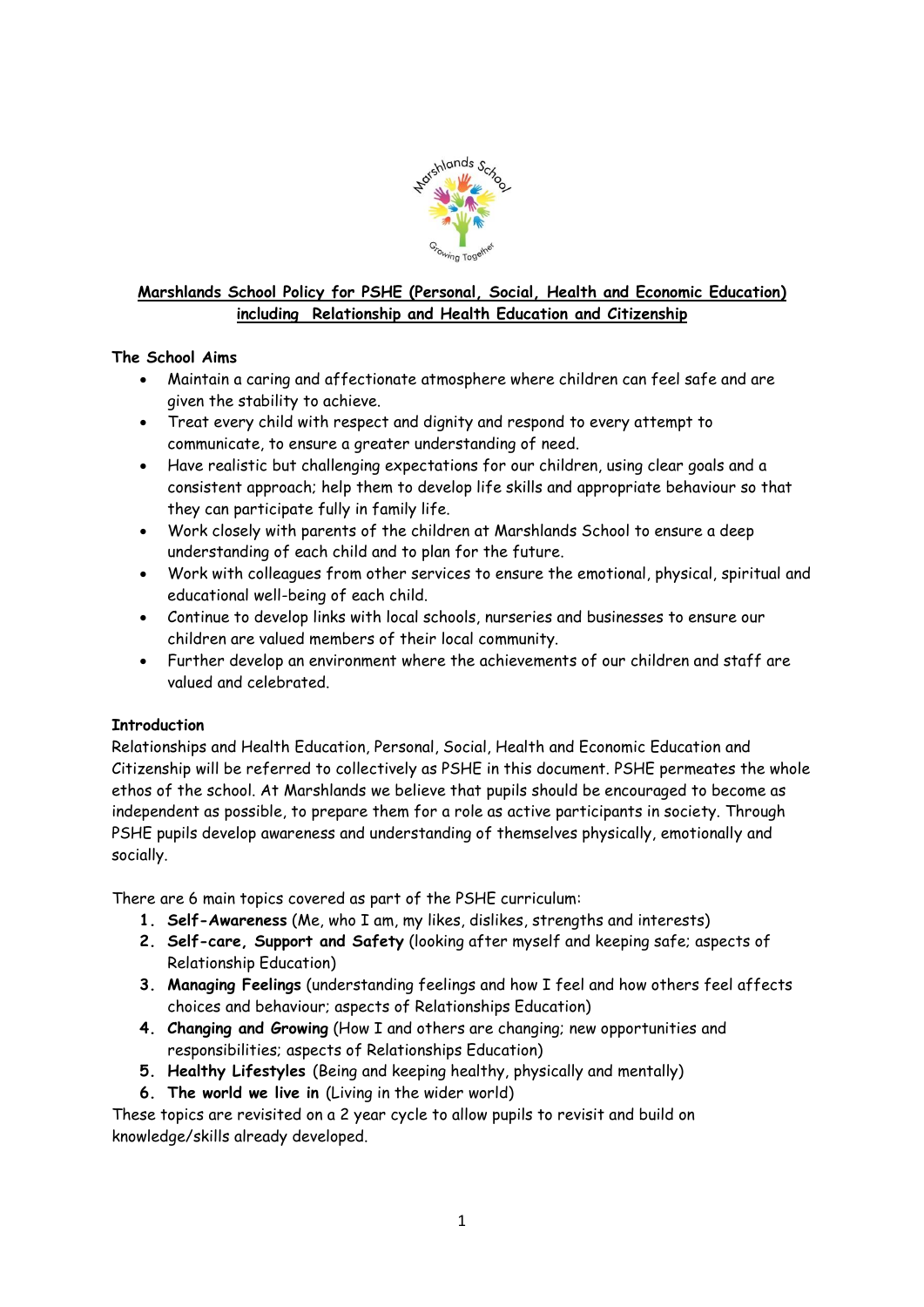# Marshlands School Policy for PSHE (Personal, Social, Health and Economic Education) including Relationship and Health Education and Citizenship

## The School Aims

- Maintain a caring and affectionate atmosphere where children can feel safe and are given the stability to achieve.
- Treat every child with respect and dignity and respond to every attempt to communicate, to ensure a greater understanding of need.
- Have realistic but challenging expectations for our children, using clear goals and a consistent approach; help them to develop life skills and appropriate behaviour so that they can participate fully in family life.
- Work closely with parents of the children at Marshlands School to ensure a deep understanding of each child and to plan for the future.
- Work with colleagues from other services to ensure the emotional, physical, spiritual and educational well-being of each child.
- Continue to develop links with local schools, nurseries and businesses to ensure our children are valued members of their local community.
- Further develop an environment where the achievements of our children and staff are valued and celebrated.

## Introduction

Relationships and Health Education, Personal, Social, Health and Economic Education and Citizenship will be referred to collectively as PSHE in this document. PSHE permeates the whole ethos of the school. At Marshlands we believe that pupils should be encouraged to become as independent as possible, to prepare them for a role as active participants in society. Through PSHE pupils develop awareness and understanding of themselves physically, emotionally and socially.

There are 6 main topics covered as part of the PSHE curriculum:

1. **Self-Awareness** (Me, who I am, my likes, dislikes, strengths and interests)
2. **Self-care, Support and Safety** (looking after myself and keeping safe; aspects of Relationship Education)
3. **Managing Feelings** (understanding feelings and how I feel and how others feel affects choices and behaviour; aspects of Relationships Education)
4. **Changing and Growing** (How I and others are changing; new opportunities and responsibilities; aspects of Relationships Education)
5. **Healthy Lifestyles** (Being and keeping healthy, physically and mentally)
6. **The world we live in** (Living in the wider world)

These topics are revisited on a 2 year cycle to allow pupils to revisit and build on knowledge/skills already developed.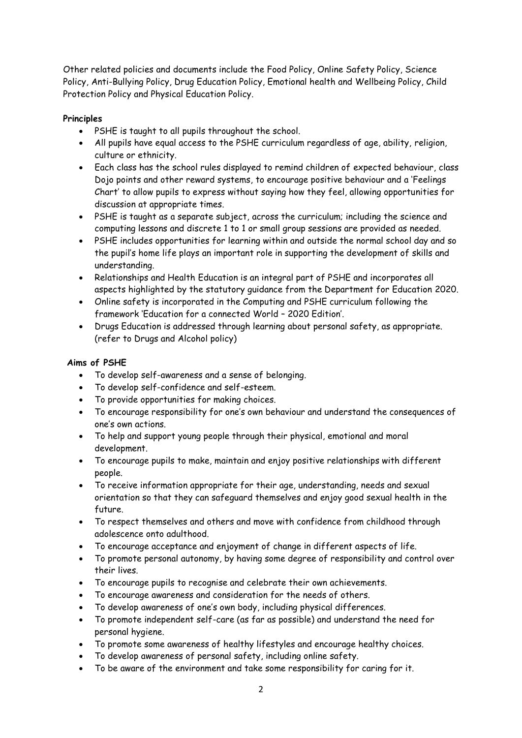Other related policies and documents include the Food Policy, Online Safety Policy, Science Policy, Anti-Bullying Policy, Drug Education Policy, Emotional health and Wellbeing Policy, Child Protection Policy and Physical Education Policy.

**Principles**

- PSHE is taught to all pupils throughout the school.
- All pupils have equal access to the PSHE curriculum regardless of age, ability, religion, culture or ethnicity.
- Each class has the school rules displayed to remind children of expected behaviour, class Dojo points and other reward systems, to encourage positive behaviour and a 'Feelings Chart' to allow pupils to express without saying how they feel, allowing opportunities for discussion at appropriate times.
- PSHE is taught as a separate subject, across the curriculum; including the science and computing lessons and discrete 1 to 1 or small group sessions are provided as needed.
- PSHE includes opportunities for learning within and outside the normal school day and so the pupil's home life plays an important role in supporting the development of skills and understanding.
- Relationships and Health Education is an integral part of PSHE and incorporates all aspects highlighted by the statutory guidance from the Department for Education 2020.
- Online safety is incorporated in the Computing and PSHE curriculum following the framework 'Education for a connected World – 2020 Edition'.
- Drugs Education is addressed through learning about personal safety, as appropriate. (refer to Drugs and Alcohol policy)

**Aims of PSHE**

- To develop self-awareness and a sense of belonging.
- To develop self-confidence and self-esteem.
- To provide opportunities for making choices.
- To encourage responsibility for one's own behaviour and understand the consequences of one's own actions.
- To help and support young people through their physical, emotional and moral development.
- To encourage pupils to make, maintain and enjoy positive relationships with different people.
- To receive information appropriate for their age, understanding, needs and sexual orientation so that they can safeguard themselves and enjoy good sexual health in the future.
- To respect themselves and others and move with confidence from childhood through adolescence onto adulthood.
- To encourage acceptance and enjoyment of change in different aspects of life.
- To promote personal autonomy, by having some degree of responsibility and control over their lives.
- To encourage pupils to recognise and celebrate their own achievements.
- To encourage awareness and consideration for the needs of others.
- To develop awareness of one's own body, including physical differences.
- To promote independent self-care (as far as possible) and understand the need for personal hygiene.
- To promote some awareness of healthy lifestyles and encourage healthy choices.
- To develop awareness of personal safety, including online safety.
- To be aware of the environment and take some responsibility for caring for it.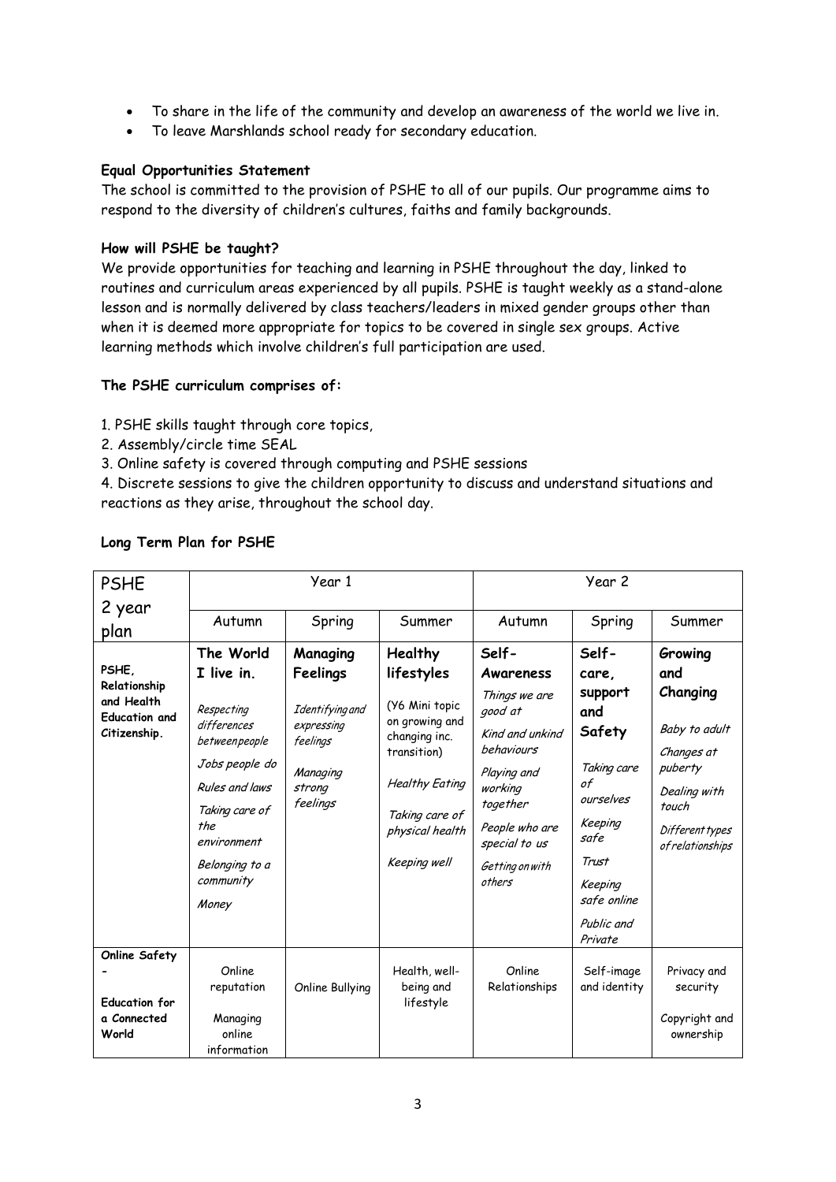- To share in the life of the community and develop an awareness of the world we live in.
- To leave Marshlands school ready for secondary education.

**Equal Opportunities Statement**

The school is committed to the provision of PSHE to all of our pupils. Our programme aims to respond to the diversity of children's cultures, faiths and family backgrounds.

**How will PSHE be taught?**

We provide opportunities for teaching and learning in PSHE throughout the day, linked to routines and curriculum areas experienced by all pupils. PSHE is taught weekly as a stand-alone lesson and is normally delivered by class teachers/leaders in mixed gender groups other than when it is deemed more appropriate for topics to be covered in single sex groups. Active learning methods which involve children's full participation are used.

**The PSHE curriculum comprises of:**

1. PSHE skills taught through core topics,
2. Assembly/circle time SEAL
3. Online safety is covered through computing and PSHE sessions
4. Discrete sessions to give the children opportunity to discuss and understand situations and reactions as they arise, throughout the school day.

**Long Term Plan for PSHE**

| PSHE 2 year plan | Year 1 | | | Year 2 | | |
|---|---|---|---|---|---|---|
| | Autumn | Spring | Summer | Autumn | Spring | Summer |
| **PSHE, Relationship and Health Education and Citizenship.** | **The World I live in.**<br><br>*Respecting differences between people*<br><br>*Jobs people do*<br><br>*Rules and laws*<br><br>*Taking care of the environment*<br><br>*Belonging to a community*<br><br>*Money* | **Managing Feelings**<br><br>*Identifying and expressing feelings*<br><br>*Managing strong feelings* | **Healthy lifestyles**<br><br>(Y6 Mini topic on growing and changing inc. transition)<br><br>*Healthy Eating*<br><br>*Taking care of physical health*<br><br>*Keeping well* | **Self-Awareness**<br><br>*Things we are good at*<br><br>*Kind and unkind behaviours*<br><br>*Playing and working together*<br><br>*People who are special to us*<br><br>*Getting on with others* | **Self-care, support and Safety**<br><br>*Taking care of ourselves*<br><br>*Keeping safe*<br><br>*Trust*<br><br>*Keeping safe online*<br><br>*Public and Private* | **Growing and Changing**<br><br>*Baby to adult*<br><br>*Changes at puberty*<br><br>*Dealing with touch*<br><br>*Different types of relationships* |
| **Online Safety – Education for a Connected World** | Online reputation<br><br>Managing online information | Online Bullying | Health, well-being and lifestyle | Online Relationships | Self-image and identity | Privacy and security<br><br>Copyright and ownership |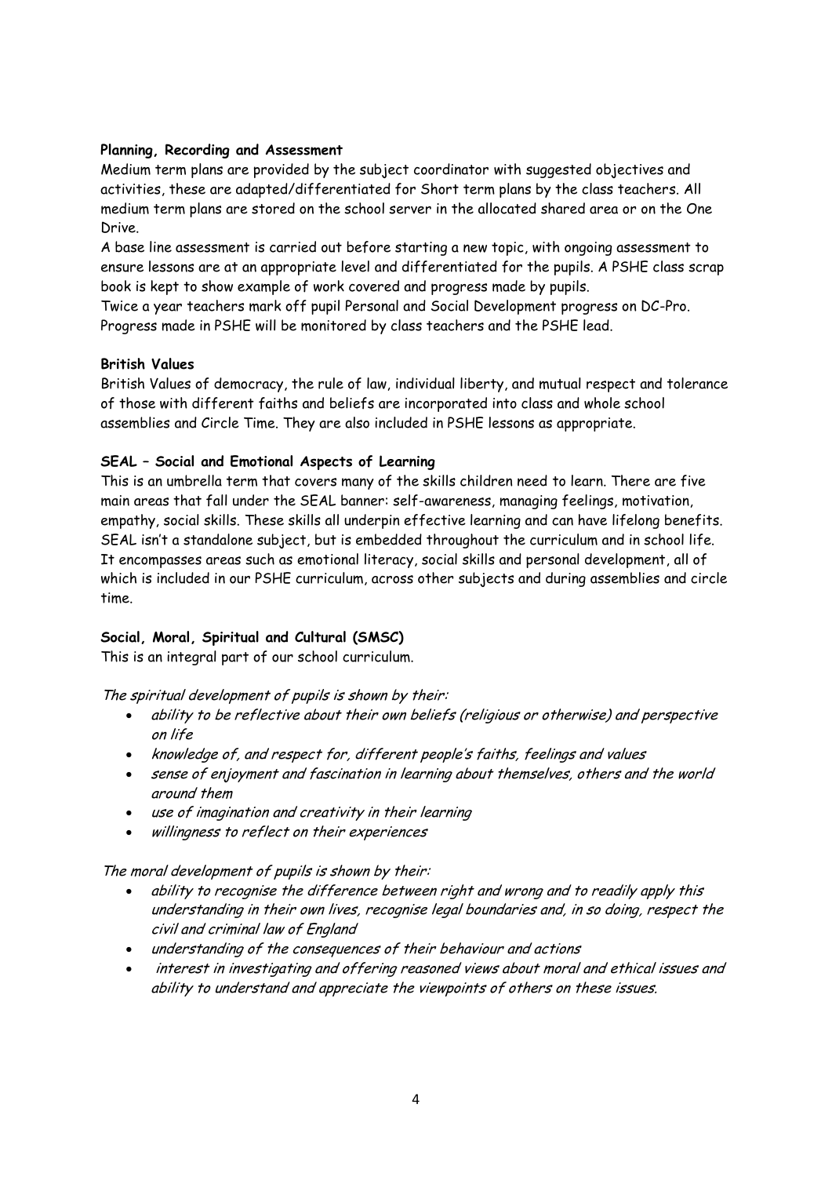**Planning, Recording and Assessment**

Medium term plans are provided by the subject coordinator with suggested objectives and activities, these are adapted/differentiated for Short term plans by the class teachers. All medium term plans are stored on the school server in the allocated shared area or on the One Drive.

A base line assessment is carried out before starting a new topic, with ongoing assessment to ensure lessons are at an appropriate level and differentiated for the pupils. A PSHE class scrap book is kept to show example of work covered and progress made by pupils.

Twice a year teachers mark off pupil Personal and Social Development progress on DC-Pro.

Progress made in PSHE will be monitored by class teachers and the PSHE lead.

**British Values**

British Values of democracy, the rule of law, individual liberty, and mutual respect and tolerance of those with different faiths and beliefs are incorporated into class and whole school assemblies and Circle Time. They are also included in PSHE lessons as appropriate.

**SEAL – Social and Emotional Aspects of Learning**

This is an umbrella term that covers many of the skills children need to learn. There are five main areas that fall under the SEAL banner: self-awareness, managing feelings, motivation, empathy, social skills. These skills all underpin effective learning and can have lifelong benefits. SEAL isn't a standalone subject, but is embedded throughout the curriculum and in school life. It encompasses areas such as emotional literacy, social skills and personal development, all of which is included in our PSHE curriculum, across other subjects and during assemblies and circle time.

**Social, Moral, Spiritual and Cultural (SMSC)**

This is an integral part of our school curriculum.

*The spiritual development of pupils is shown by their:*

- *ability to be reflective about their own beliefs (religious or otherwise) and perspective on life*
- *knowledge of, and respect for, different people's faiths, feelings and values*
- *sense of enjoyment and fascination in learning about themselves, others and the world around them*
- *use of imagination and creativity in their learning*
- *willingness to reflect on their experiences*

*The moral development of pupils is shown by their:*

- *ability to recognise the difference between right and wrong and to readily apply this understanding in their own lives, recognise legal boundaries and, in so doing, respect the civil and criminal law of England*
- *understanding of the consequences of their behaviour and actions*
- *interest in investigating and offering reasoned views about moral and ethical issues and ability to understand and appreciate the viewpoints of others on these issues.*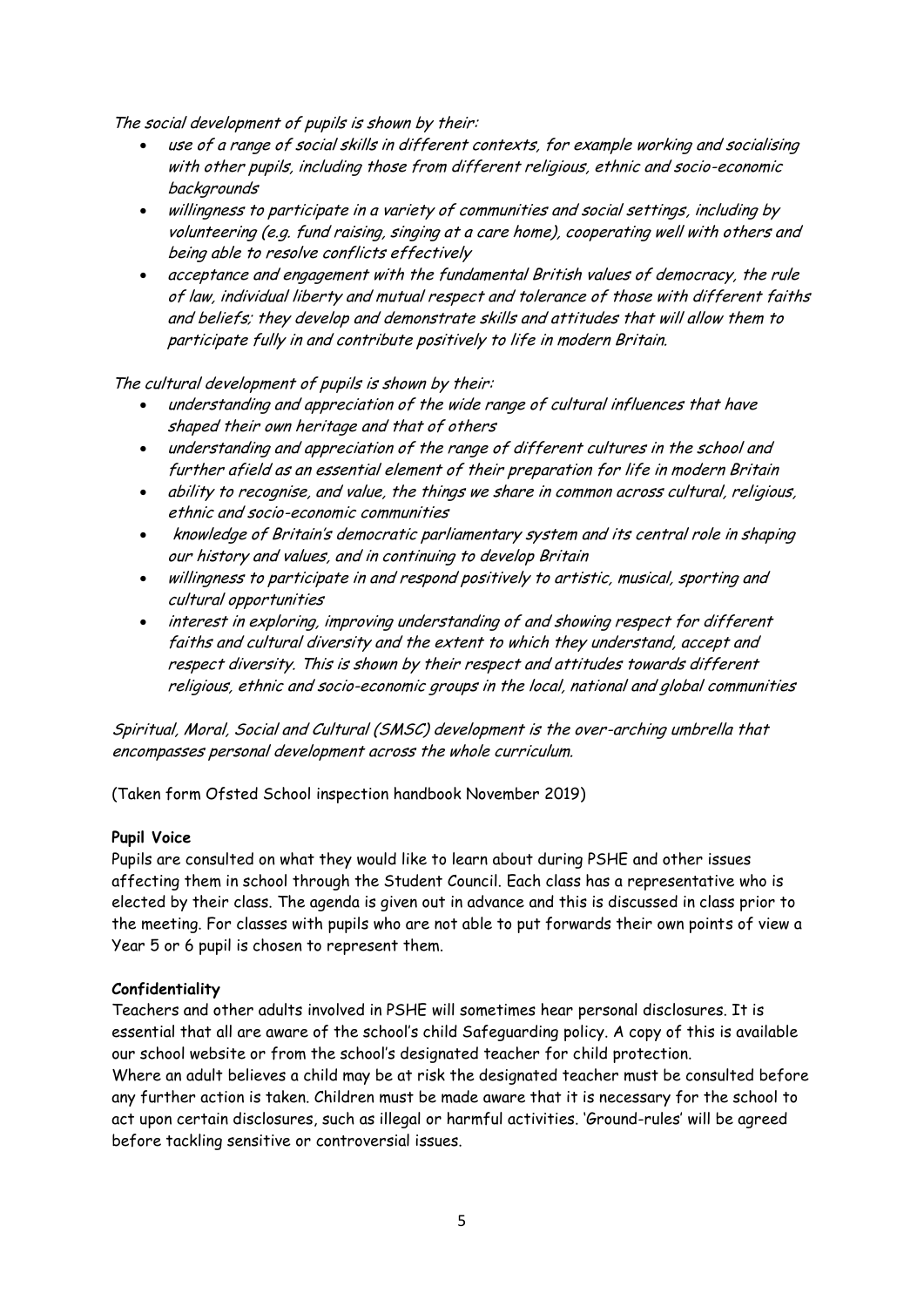*The social development of pupils is shown by their:*

- *use of a range of social skills in different contexts, for example working and socialising with other pupils, including those from different religious, ethnic and socio-economic backgrounds*
- *willingness to participate in a variety of communities and social settings, including by volunteering (e.g. fund raising, singing at a care home), cooperating well with others and being able to resolve conflicts effectively*
- *acceptance and engagement with the fundamental British values of democracy, the rule of law, individual liberty and mutual respect and tolerance of those with different faiths and beliefs; they develop and demonstrate skills and attitudes that will allow them to participate fully in and contribute positively to life in modern Britain.*

*The cultural development of pupils is shown by their:*

- *understanding and appreciation of the wide range of cultural influences that have shaped their own heritage and that of others*
- *understanding and appreciation of the range of different cultures in the school and further afield as an essential element of their preparation for life in modern Britain*
- *ability to recognise, and value, the things we share in common across cultural, religious, ethnic and socio-economic communities*
- *knowledge of Britain's democratic parliamentary system and its central role in shaping our history and values, and in continuing to develop Britain*
- *willingness to participate in and respond positively to artistic, musical, sporting and cultural opportunities*
- *interest in exploring, improving understanding of and showing respect for different faiths and cultural diversity and the extent to which they understand, accept and respect diversity. This is shown by their respect and attitudes towards different religious, ethnic and socio-economic groups in the local, national and global communities*

*Spiritual, Moral, Social and Cultural (SMSC) development is the over-arching umbrella that encompasses personal development across the whole curriculum.*

(Taken form Ofsted School inspection handbook November 2019)

**Pupil Voice**

Pupils are consulted on what they would like to learn about during PSHE and other issues affecting them in school through the Student Council. Each class has a representative who is elected by their class. The agenda is given out in advance and this is discussed in class prior to the meeting. For classes with pupils who are not able to put forwards their own points of view a Year 5 or 6 pupil is chosen to represent them.

**Confidentiality**

Teachers and other adults involved in PSHE will sometimes hear personal disclosures. It is essential that all are aware of the school's child Safeguarding policy. A copy of this is available our school website or from the school's designated teacher for child protection.

Where an adult believes a child may be at risk the designated teacher must be consulted before any further action is taken. Children must be made aware that it is necessary for the school to act upon certain disclosures, such as illegal or harmful activities. 'Ground-rules' will be agreed before tackling sensitive or controversial issues.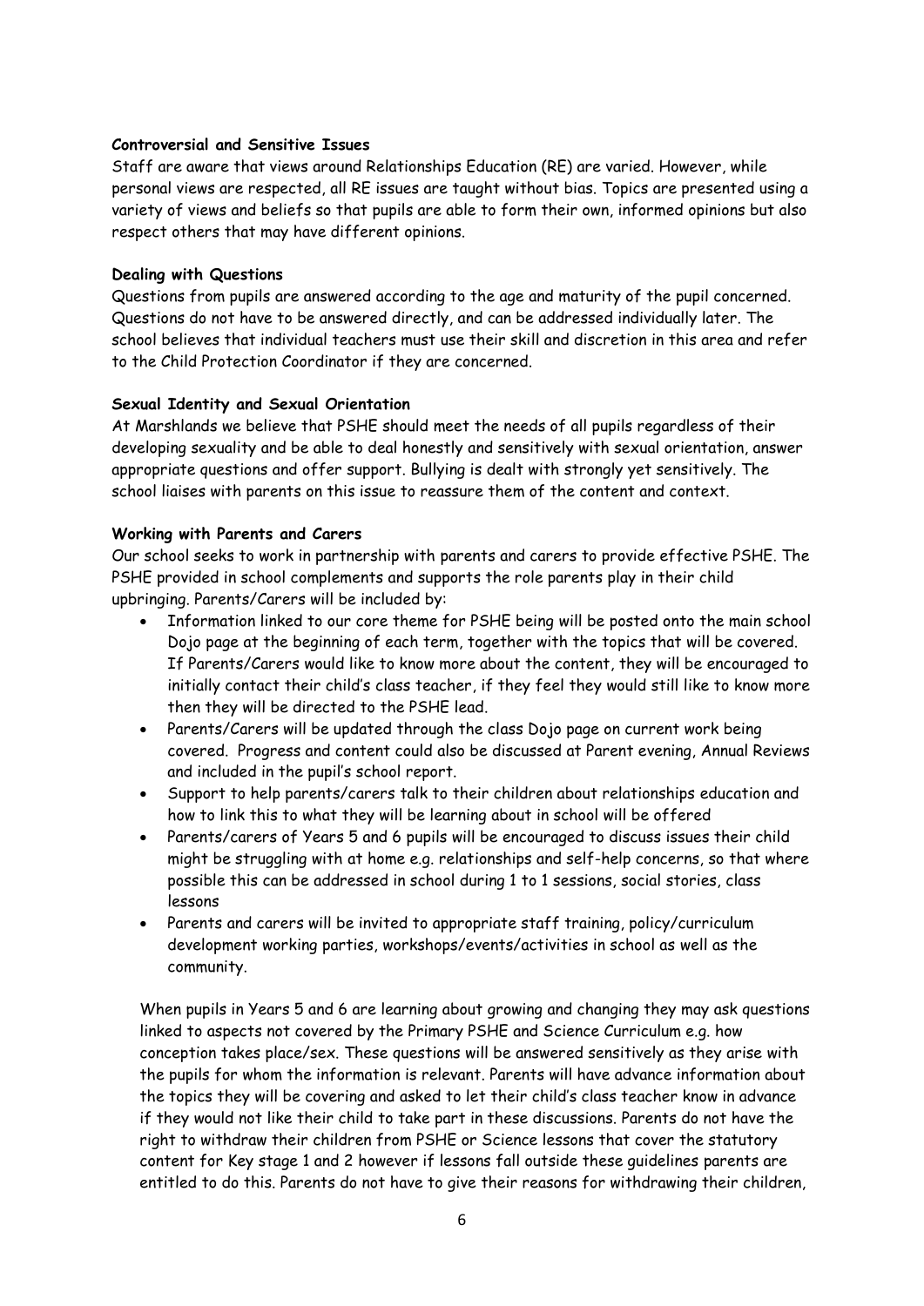**Controversial and Sensitive Issues**

Staff are aware that views around Relationships Education (RE) are varied. However, while personal views are respected, all RE issues are taught without bias. Topics are presented using a variety of views and beliefs so that pupils are able to form their own, informed opinions but also respect others that may have different opinions.

**Dealing with Questions**

Questions from pupils are answered according to the age and maturity of the pupil concerned. Questions do not have to be answered directly, and can be addressed individually later. The school believes that individual teachers must use their skill and discretion in this area and refer to the Child Protection Coordinator if they are concerned.

**Sexual Identity and Sexual Orientation**

At Marshlands we believe that PSHE should meet the needs of all pupils regardless of their developing sexuality and be able to deal honestly and sensitively with sexual orientation, answer appropriate questions and offer support. Bullying is dealt with strongly yet sensitively. The school liaises with parents on this issue to reassure them of the content and context.

**Working with Parents and Carers**

Our school seeks to work in partnership with parents and carers to provide effective PSHE. The PSHE provided in school complements and supports the role parents play in their child upbringing. Parents/Carers will be included by:

- Information linked to our core theme for PSHE being will be posted onto the main school Dojo page at the beginning of each term, together with the topics that will be covered. If Parents/Carers would like to know more about the content, they will be encouraged to initially contact their child's class teacher, if they feel they would still like to know more then they will be directed to the PSHE lead.
- Parents/Carers will be updated through the class Dojo page on current work being covered. Progress and content could also be discussed at Parent evening, Annual Reviews and included in the pupil's school report.
- Support to help parents/carers talk to their children about relationships education and how to link this to what they will be learning about in school will be offered
- Parents/carers of Years 5 and 6 pupils will be encouraged to discuss issues their child might be struggling with at home e.g. relationships and self-help concerns, so that where possible this can be addressed in school during 1 to 1 sessions, social stories, class lessons
- Parents and carers will be invited to appropriate staff training, policy/curriculum development working parties, workshops/events/activities in school as well as the community.

When pupils in Years 5 and 6 are learning about growing and changing they may ask questions linked to aspects not covered by the Primary PSHE and Science Curriculum e.g. how conception takes place/sex. These questions will be answered sensitively as they arise with the pupils for whom the information is relevant. Parents will have advance information about the topics they will be covering and asked to let their child's class teacher know in advance if they would not like their child to take part in these discussions. Parents do not have the right to withdraw their children from PSHE or Science lessons that cover the statutory content for Key stage 1 and 2 however if lessons fall outside these guidelines parents are entitled to do this. Parents do not have to give their reasons for withdrawing their children,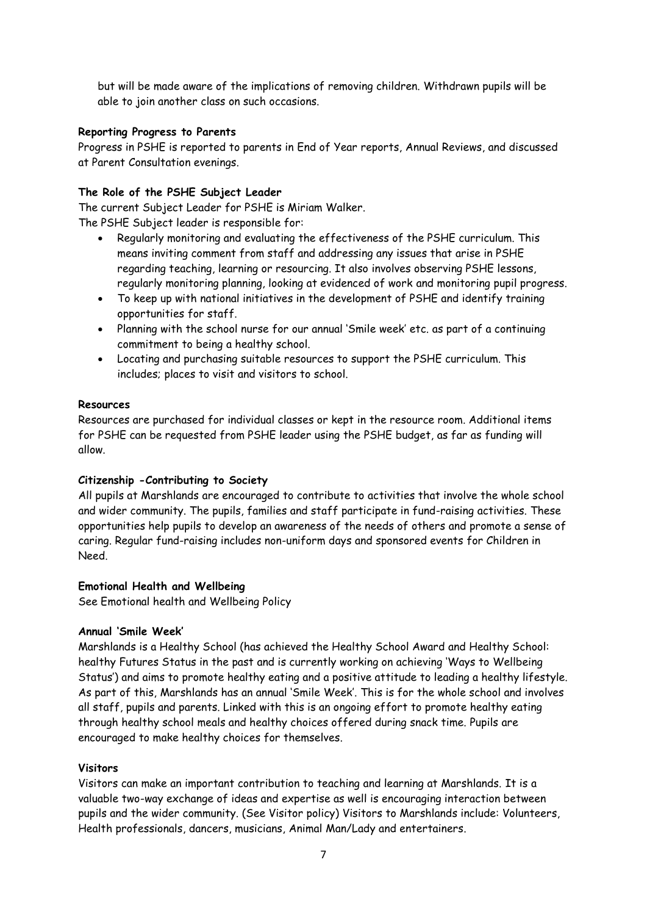but will be made aware of the implications of removing children. Withdrawn pupils will be able to join another class on such occasions.

**Reporting Progress to Parents**

Progress in PSHE is reported to parents in End of Year reports, Annual Reviews, and discussed at Parent Consultation evenings.

**The Role of the PSHE Subject Leader**

The current Subject Leader for PSHE is Miriam Walker.

The PSHE Subject leader is responsible for:

- Regularly monitoring and evaluating the effectiveness of the PSHE curriculum. This means inviting comment from staff and addressing any issues that arise in PSHE regarding teaching, learning or resourcing. It also involves observing PSHE lessons, regularly monitoring planning, looking at evidenced of work and monitoring pupil progress.
- To keep up with national initiatives in the development of PSHE and identify training opportunities for staff.
- Planning with the school nurse for our annual 'Smile week' etc. as part of a continuing commitment to being a healthy school.
- Locating and purchasing suitable resources to support the PSHE curriculum. This includes; places to visit and visitors to school.

**Resources**

Resources are purchased for individual classes or kept in the resource room. Additional items for PSHE can be requested from PSHE leader using the PSHE budget, as far as funding will allow.

**Citizenship -Contributing to Society**

All pupils at Marshlands are encouraged to contribute to activities that involve the whole school and wider community. The pupils, families and staff participate in fund-raising activities. These opportunities help pupils to develop an awareness of the needs of others and promote a sense of caring. Regular fund-raising includes non-uniform days and sponsored events for Children in Need.

**Emotional Health and Wellbeing**

See Emotional health and Wellbeing Policy

**Annual 'Smile Week'**

Marshlands is a Healthy School (has achieved the Healthy School Award and Healthy School: healthy Futures Status in the past and is currently working on achieving 'Ways to Wellbeing Status') and aims to promote healthy eating and a positive attitude to leading a healthy lifestyle. As part of this, Marshlands has an annual 'Smile Week'. This is for the whole school and involves all staff, pupils and parents. Linked with this is an ongoing effort to promote healthy eating through healthy school meals and healthy choices offered during snack time. Pupils are encouraged to make healthy choices for themselves.

**Visitors**

Visitors can make an important contribution to teaching and learning at Marshlands. It is a valuable two-way exchange of ideas and expertise as well is encouraging interaction between pupils and the wider community. (See Visitor policy) Visitors to Marshlands include: Volunteers, Health professionals, dancers, musicians, Animal Man/Lady and entertainers.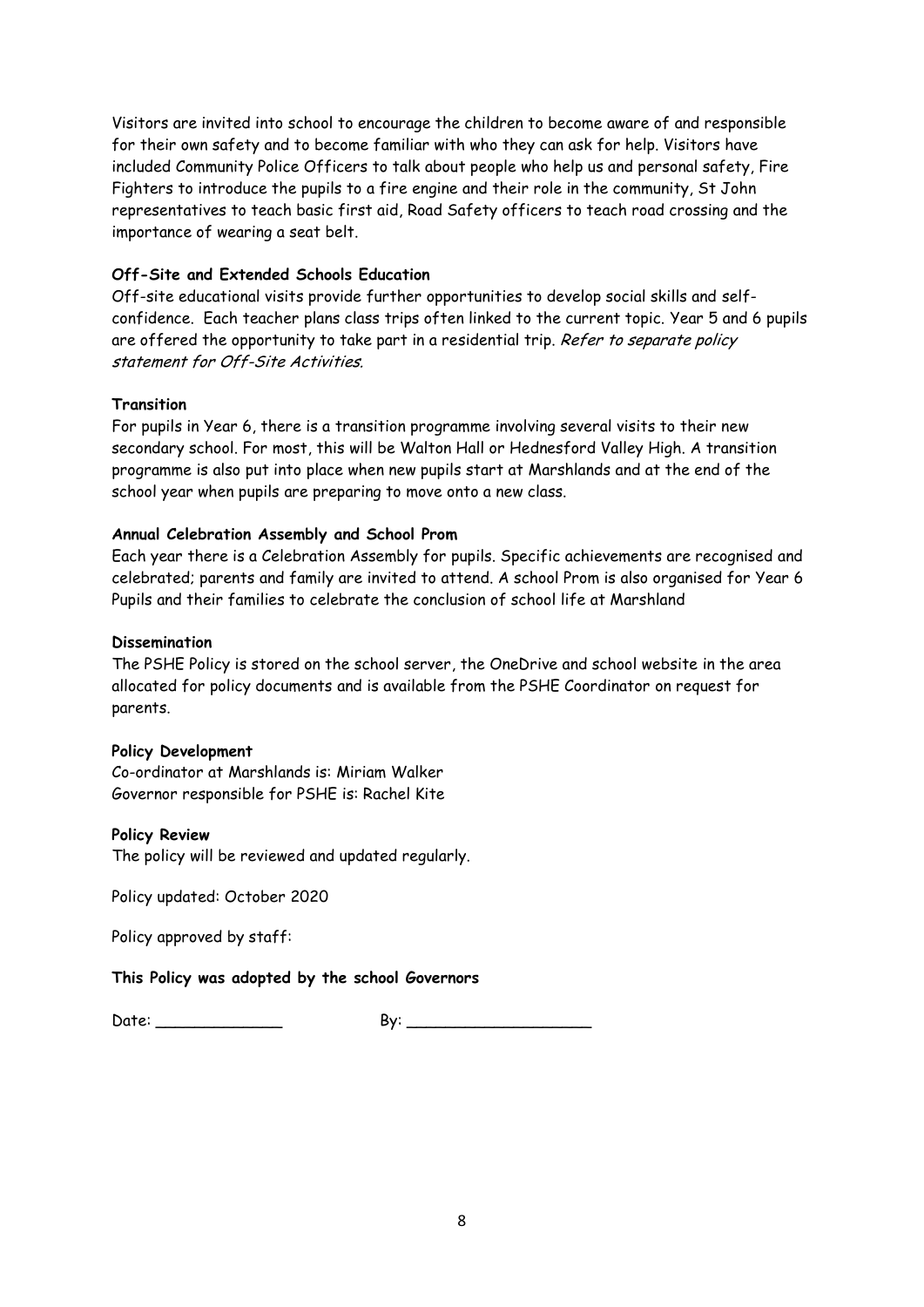Visitors are invited into school to encourage the children to become aware of and responsible for their own safety and to become familiar with who they can ask for help. Visitors have included Community Police Officers to talk about people who help us and personal safety, Fire Fighters to introduce the pupils to a fire engine and their role in the community, St John representatives to teach basic first aid, Road Safety officers to teach road crossing and the importance of wearing a seat belt.

**Off-Site and Extended Schools Education**

Off-site educational visits provide further opportunities to develop social skills and self-confidence. Each teacher plans class trips often linked to the current topic. Year 5 and 6 pupils are offered the opportunity to take part in a residential trip. *Refer to separate policy statement for Off-Site Activities.*

**Transition**

For pupils in Year 6, there is a transition programme involving several visits to their new secondary school. For most, this will be Walton Hall or Hednesford Valley High. A transition programme is also put into place when new pupils start at Marshlands and at the end of the school year when pupils are preparing to move onto a new class.

**Annual Celebration Assembly and School Prom**

Each year there is a Celebration Assembly for pupils. Specific achievements are recognised and celebrated; parents and family are invited to attend. A school Prom is also organised for Year 6 Pupils and their families to celebrate the conclusion of school life at Marshland

**Dissemination**

The PSHE Policy is stored on the school server, the OneDrive and school website in the area allocated for policy documents and is available from the PSHE Coordinator on request for parents.

**Policy Development**

Co-ordinator at Marshlands is: Miriam Walker
Governor responsible for PSHE is: Rachel Kite

**Policy Review**

The policy will be reviewed and updated regularly.

Policy updated: October 2020

Policy approved by staff:

**This Policy was adopted by the school Governors**

Date: _____________ By: ___________________